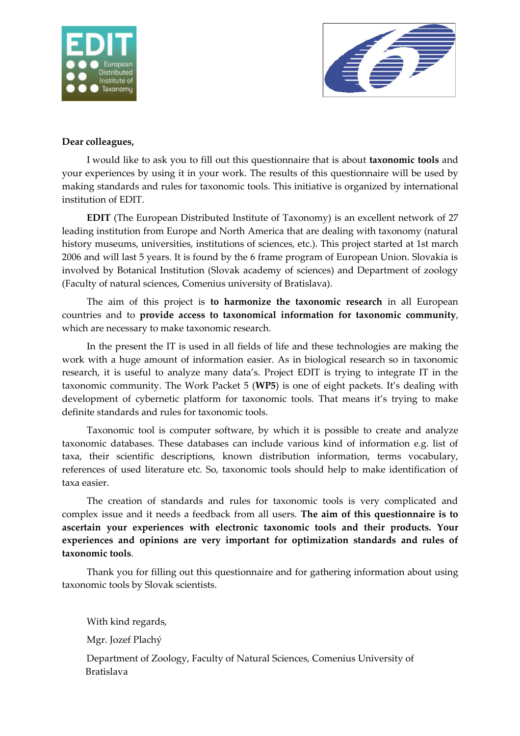**Dear colleagues,**

I would like to ask you to fill out this questionnaire that is about **taxonomic tools** and your experiences by using it in your work. The results of this questionnaire will be used by making standards and rules for taxonomic tools. This initiative is organized by international institution of EDIT.

**EDIT** (The European Distributed Institute of Taxonomy) is an excellent network of 27 leading institution from Europe and North America that are dealing with taxonomy (natural history museums, universities, institutions of sciences, etc.). This project started at 1st march 2006 and will last 5 years. It is found by the 6 frame program of European Union. Slovakia is involved by Botanical Institution (Slovak academy of sciences) and Department of zoology (Faculty of natural sciences, Comenius university of Bratislava).

The aim of this project is **to harmonize the taxonomic research** in all European countries and to **provide access to taxonomical information for taxonomic community**, which are necessary to make taxonomic research.

In the present the IT is used in all fields of life and these technologies are making the work with a huge amount of information easier. As in biological research so in taxonomic research, it is useful to analyze many data's. Project EDIT is trying to integrate IT in the taxonomic community. The Work Packet 5 (**WP5**) is one of eight packets. It's dealing with development of cybernetic platform for taxonomic tools. That means it's trying to make definite standards and rules for taxonomic tools.

Taxonomic tool is computer software, by which it is possible to create and analyze taxonomic databases. These databases can include various kind of information e.g. list of taxa, their scientific descriptions, known distribution information, terms vocabulary, references of used literature etc. So, taxonomic tools should help to make identification of taxa easier.

The creation of standards and rules for taxonomic tools is very complicated and complex issue and it needs a feedback from all users. **The aim of this questionnaire is to ascertain your experiences with electronic taxonomic tools and their products. Your experiences and opinions are very important for optimization standards and rules of taxonomic tools**.

Thank you for filling out this questionnaire and for gathering information about using taxonomic tools by Slovak scientists.

With kind regards,

Mgr. Jozef Plachý

Department of Zoology, Faculty of Natural Sciences, Comenius University of Bratislava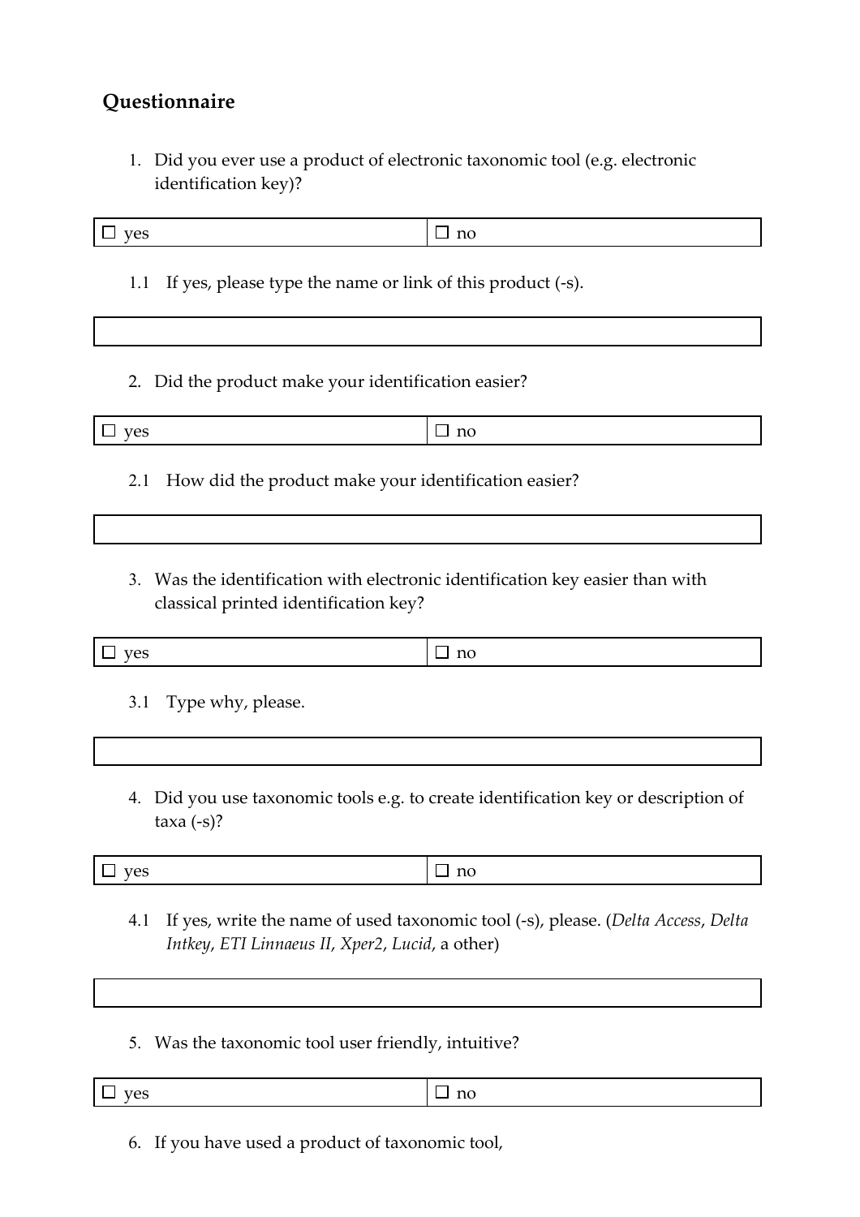## Questionnaire

1. Did you ever use a product of electronic taxonomic tool (e.g. electronic identification key)?

| ☐ yes | ☐ no |
|---|---|

1.1 If yes, please type the name or link of this product (-s).

| |
|---|

2. Did the product make your identification easier?

| ☐ yes | ☐ no |
|---|---|

2.1 How did the product make your identification easier?

| |
|---|

3. Was the identification with electronic identification key easier than with classical printed identification key?

| ☐ yes | ☐ no |
|---|---|

3.1 Type why, please.

| |
|---|

4. Did you use taxonomic tools e.g. to create identification key or description of taxa (-s)?

| ☐ yes | ☐ no |
|---|---|

4.1 If yes, write the name of used taxonomic tool (-s), please. (*Delta Access*, *Delta Intkey*, *ETI Linnaeus II*, *Xper2*, *Lucid*, a other)

| |
|---|

5. Was the taxonomic tool user friendly, intuitive?

| ☐ yes | ☐ no |
|---|---|

6. If you have used a product of taxonomic tool,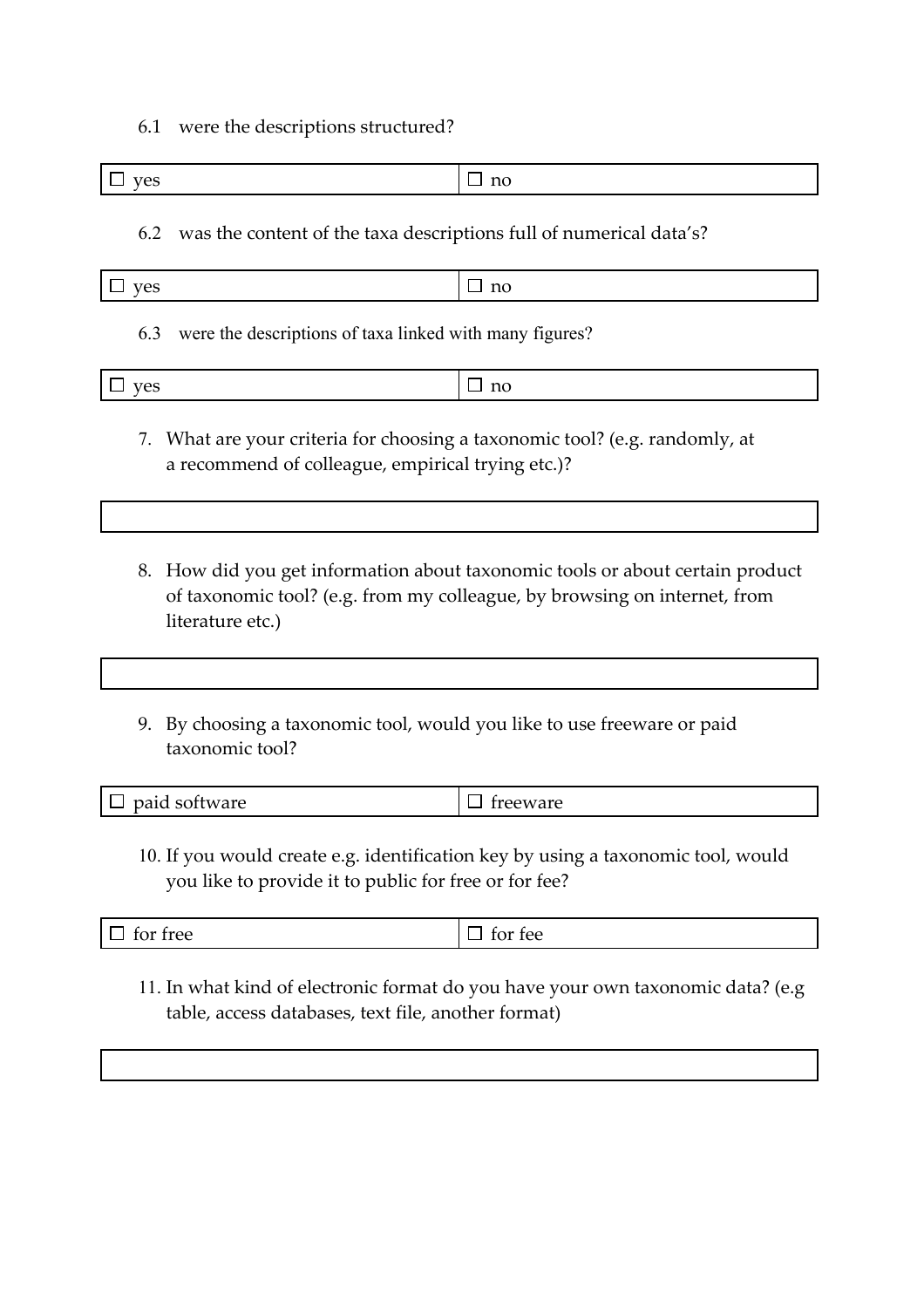6.1 were the descriptions structured?

| ☐ yes | ☐ no |
|---|---|

6.2 was the content of the taxa descriptions full of numerical data's?

| ☐ yes | ☐ no |
|---|---|

6.3 were the descriptions of taxa linked with many figures?

| ☐ yes | ☐ no |
|---|---|

7. What are your criteria for choosing a taxonomic tool? (e.g. randomly, at a recommend of colleague, empirical trying etc.)?

| |
|---|

8. How did you get information about taxonomic tools or about certain product of taxonomic tool? (e.g. from my colleague, by browsing on internet, from literature etc.)

| |
|---|

9. By choosing a taxonomic tool, would you like to use freeware or paid taxonomic tool?

| ☐ paid software | ☐ freeware |
|---|---|

10. If you would create e.g. identification key by using a taxonomic tool, would you like to provide it to public for free or for fee?

| ☐ for free | ☐ for fee |
|---|---|

11. In what kind of electronic format do you have your own taxonomic data? (e.g table, access databases, text file, another format)

| |
|---|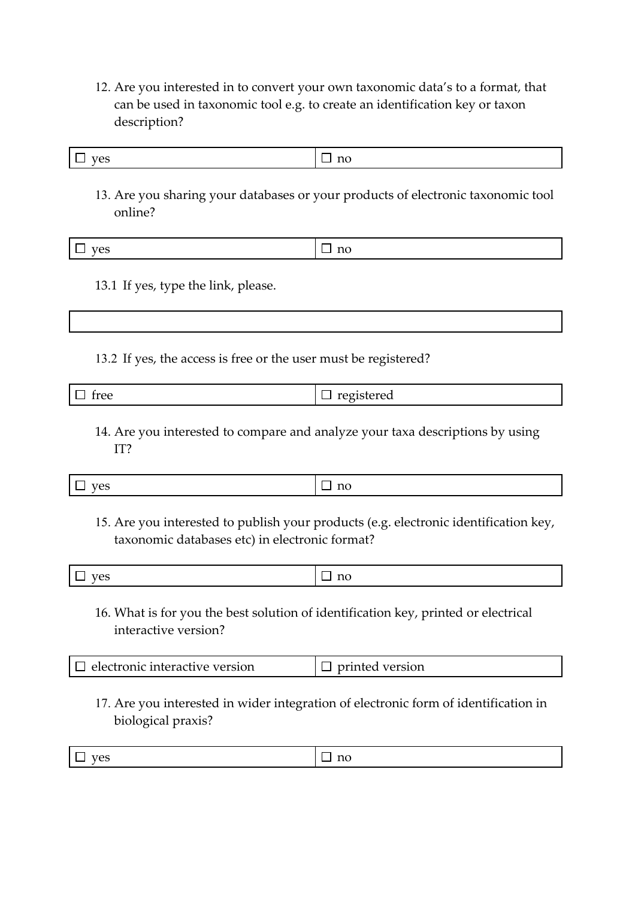12. Are you interested in to convert your own taxonomic data's to a format, that can be used in taxonomic tool e.g. to create an identification key or taxon description?

| ☐ yes | ☐ no |
|---|---|

13. Are you sharing your databases or your products of electronic taxonomic tool online?

| ☐ yes | ☐ no |
|---|---|

13.1 If yes, type the link, please.

| |
|---|

13.2 If yes, the access is free or the user must be registered?

| ☐ free | ☐ registered |
|---|---|

14. Are you interested to compare and analyze your taxa descriptions by using IT?

| ☐ yes | ☐ no |
|---|---|

15. Are you interested to publish your products (e.g. electronic identification key, taxonomic databases etc) in electronic format?

| ☐ yes | ☐ no |
|---|---|

16. What is for you the best solution of identification key, printed or electrical interactive version?

| ☐ electronic interactive version | ☐ printed version |
|---|---|

17. Are you interested in wider integration of electronic form of identification in biological praxis?

| ☐ yes | ☐ no |
|---|---|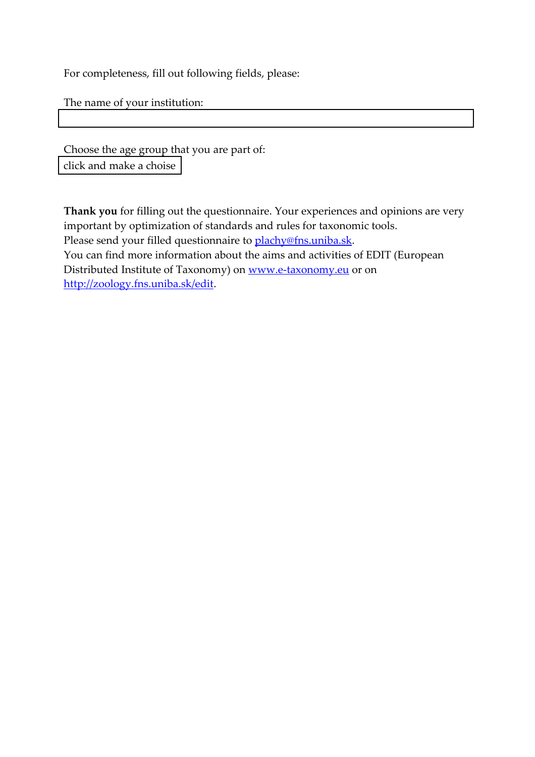For completeness, fill out following fields, please:

The name of your institution:

Choose the age group that you are part of:

click and make a choise

**Thank you** for filling out the questionnaire. Your experiences and opinions are very important by optimization of standards and rules for taxonomic tools.
Please send your filled questionnaire to plachy@fns.uniba.sk.
You can find more information about the aims and activities of EDIT (European Distributed Institute of Taxonomy) on www.e-taxonomy.eu or on http://zoology.fns.uniba.sk/edit.